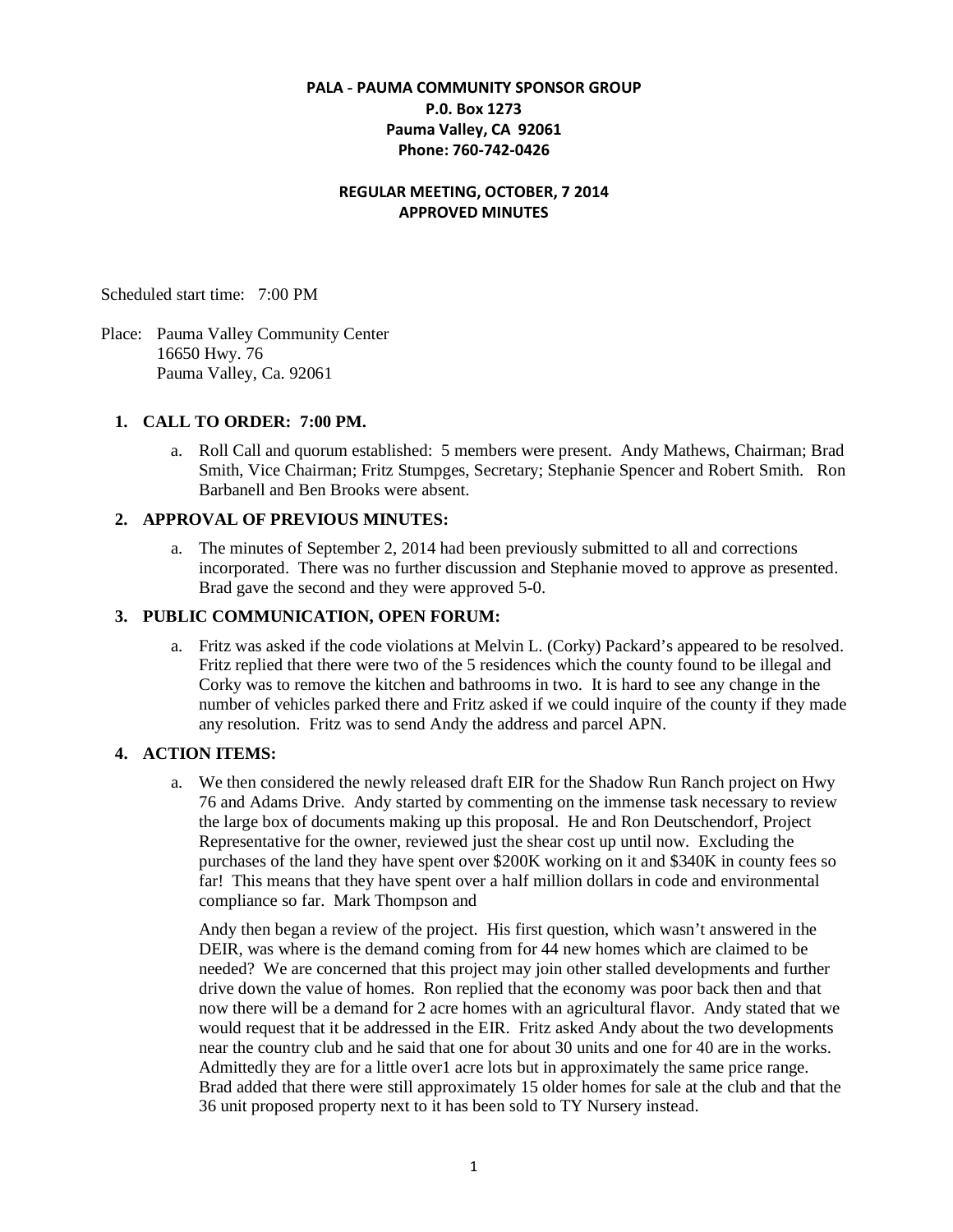**PALA - PAUMA COMMUNITY SPONSOR GROUP**
**P.0. Box 1273**
**Pauma Valley, CA 92061**
**Phone: 760-742-0426**

**REGULAR MEETING, OCTOBER, 7 2014**
**APPROVED MINUTES**

Scheduled start time: 7:00 PM

Place: Pauma Valley Community Center
16650 Hwy. 76
Pauma Valley, Ca. 92061

## 1. CALL TO ORDER: 7:00 PM.

a. Roll Call and quorum established: 5 members were present. Andy Mathews, Chairman; Brad Smith, Vice Chairman; Fritz Stumpges, Secretary; Stephanie Spencer and Robert Smith. Ron Barbanell and Ben Brooks were absent.

## 2. APPROVAL OF PREVIOUS MINUTES:

a. The minutes of September 2, 2014 had been previously submitted to all and corrections incorporated. There was no further discussion and Stephanie moved to approve as presented. Brad gave the second and they were approved 5-0.

## 3. PUBLIC COMMUNICATION, OPEN FORUM:

a. Fritz was asked if the code violations at Melvin L. (Corky) Packard's appeared to be resolved. Fritz replied that there were two of the 5 residences which the county found to be illegal and Corky was to remove the kitchen and bathrooms in two. It is hard to see any change in the number of vehicles parked there and Fritz asked if we could inquire of the county if they made any resolution. Fritz was to send Andy the address and parcel APN.

## 4. ACTION ITEMS:

a. We then considered the newly released draft EIR for the Shadow Run Ranch project on Hwy 76 and Adams Drive. Andy started by commenting on the immense task necessary to review the large box of documents making up this proposal. He and Ron Deutschendorf, Project Representative for the owner, reviewed just the shear cost up until now. Excluding the purchases of the land they have spent over $200K working on it and $340K in county fees so far! This means that they have spent over a half million dollars in code and environmental compliance so far. Mark Thompson and

Andy then began a review of the project. His first question, which wasn't answered in the DEIR, was where is the demand coming from for 44 new homes which are claimed to be needed? We are concerned that this project may join other stalled developments and further drive down the value of homes. Ron replied that the economy was poor back then and that now there will be a demand for 2 acre homes with an agricultural flavor. Andy stated that we would request that it be addressed in the EIR. Fritz asked Andy about the two developments near the country club and he said that one for about 30 units and one for 40 are in the works. Admittedly they are for a little over1 acre lots but in approximately the same price range. Brad added that there were still approximately 15 older homes for sale at the club and that the 36 unit proposed property next to it has been sold to TY Nursery instead.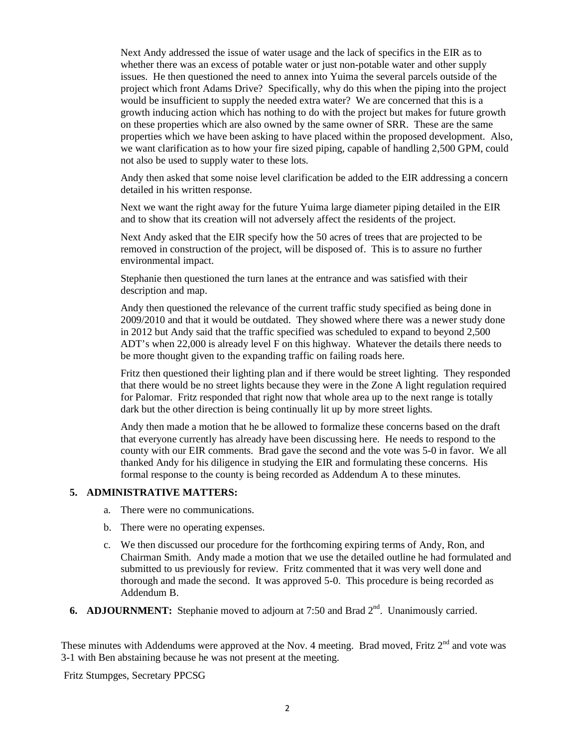Next Andy addressed the issue of water usage and the lack of specifics in the EIR as to whether there was an excess of potable water or just non-potable water and other supply issues. He then questioned the need to annex into Yuima the several parcels outside of the project which front Adams Drive? Specifically, why do this when the piping into the project would be insufficient to supply the needed extra water? We are concerned that this is a growth inducing action which has nothing to do with the project but makes for future growth on these properties which are also owned by the same owner of SRR. These are the same properties which we have been asking to have placed within the proposed development. Also, we want clarification as to how your fire sized piping, capable of handling 2,500 GPM, could not also be used to supply water to these lots.

Andy then asked that some noise level clarification be added to the EIR addressing a concern detailed in his written response.

Next we want the right away for the future Yuima large diameter piping detailed in the EIR and to show that its creation will not adversely affect the residents of the project.

Next Andy asked that the EIR specify how the 50 acres of trees that are projected to be removed in construction of the project, will be disposed of. This is to assure no further environmental impact.

Stephanie then questioned the turn lanes at the entrance and was satisfied with their description and map.

Andy then questioned the relevance of the current traffic study specified as being done in 2009/2010 and that it would be outdated. They showed where there was a newer study done in 2012 but Andy said that the traffic specified was scheduled to expand to beyond 2,500 ADT's when 22,000 is already level F on this highway. Whatever the details there needs to be more thought given to the expanding traffic on failing roads here.

Fritz then questioned their lighting plan and if there would be street lighting. They responded that there would be no street lights because they were in the Zone A light regulation required for Palomar. Fritz responded that right now that whole area up to the next range is totally dark but the other direction is being continually lit up by more street lights.

Andy then made a motion that he be allowed to formalize these concerns based on the draft that everyone currently has already have been discussing here. He needs to respond to the county with our EIR comments. Brad gave the second and the vote was 5-0 in favor. We all thanked Andy for his diligence in studying the EIR and formulating these concerns. His formal response to the county is being recorded as Addendum A to these minutes.

**5. ADMINISTRATIVE MATTERS:**

a. There were no communications.

b. There were no operating expenses.

c. We then discussed our procedure for the forthcoming expiring terms of Andy, Ron, and Chairman Smith. Andy made a motion that we use the detailed outline he had formulated and submitted to us previously for review. Fritz commented that it was very well done and thorough and made the second. It was approved 5-0. This procedure is being recorded as Addendum B.

**6. ADJOURNMENT:** Stephanie moved to adjourn at 7:50 and Brad 2nd. Unanimously carried.

These minutes with Addendums were approved at the Nov. 4 meeting. Brad moved, Fritz 2nd and vote was 3-1 with Ben abstaining because he was not present at the meeting.

Fritz Stumpges, Secretary PPCSG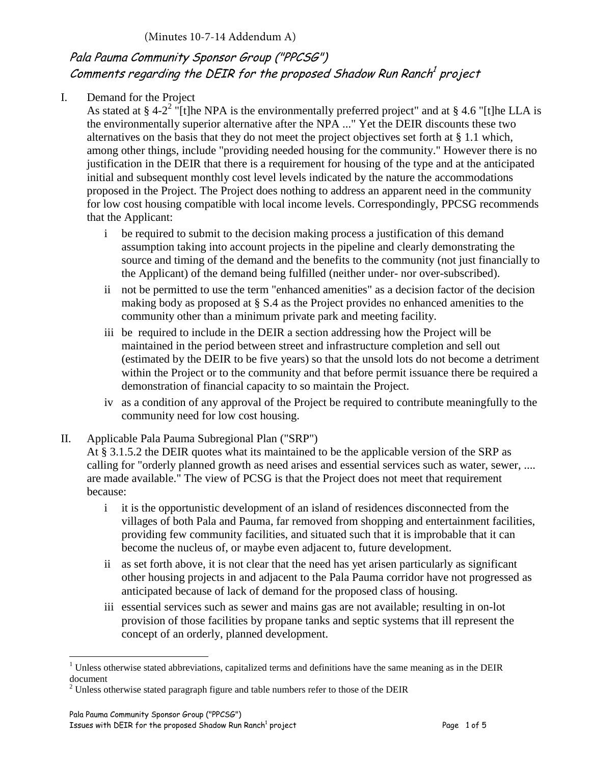(Minutes 10-7-14 Addendum A)

## *Pala Pauma Community Sponsor Group ("PPCSG")*
## *Comments regarding the DEIR for the proposed Shadow Run Ranch[1] project*

I. Demand for the Project

As stated at § 4-2[2] "[t]he NPA is the environmentally preferred project" and at § 4.6 "[t]he LLA is the environmentally superior alternative after the NPA ..." Yet the DEIR discounts these two alternatives on the basis that they do not meet the project objectives set forth at § 1.1 which, among other things, include "providing needed housing for the community." However there is no justification in the DEIR that there is a requirement for housing of the type and at the anticipated initial and subsequent monthly cost level levels indicated by the nature the accommodations proposed in the Project. The Project does nothing to address an apparent need in the community for low cost housing compatible with local income levels. Correspondingly, PPCSG recommends that the Applicant:

- i be required to submit to the decision making process a justification of this demand assumption taking into account projects in the pipeline and clearly demonstrating the source and timing of the demand and the benefits to the community (not just financially to the Applicant) of the demand being fulfilled (neither under- nor over-subscribed).
- ii not be permitted to use the term "enhanced amenities" as a decision factor of the decision making body as proposed at § S.4 as the Project provides no enhanced amenities to the community other than a minimum private park and meeting facility.
- iii be required to include in the DEIR a section addressing how the Project will be maintained in the period between street and infrastructure completion and sell out (estimated by the DEIR to be five years) so that the unsold lots do not become a detriment within the Project or to the community and that before permit issuance there be required a demonstration of financial capacity to so maintain the Project.
- iv as a condition of any approval of the Project be required to contribute meaningfully to the community need for low cost housing.

II. Applicable Pala Pauma Subregional Plan ("SRP")

At § 3.1.5.2 the DEIR quotes what its maintained to be the applicable version of the SRP as calling for "orderly planned growth as need arises and essential services such as water, sewer, .... are made available." The view of PCSG is that the Project does not meet that requirement because:

- i it is the opportunistic development of an island of residences disconnected from the villages of both Pala and Pauma, far removed from shopping and entertainment facilities, providing few community facilities, and situated such that it is improbable that it can become the nucleus of, or maybe even adjacent to, future development.
- ii as set forth above, it is not clear that the need has yet arisen particularly as significant other housing projects in and adjacent to the Pala Pauma corridor have not progressed as anticipated because of lack of demand for the proposed class of housing.
- iii essential services such as sewer and mains gas are not available; resulting in on-lot provision of those facilities by propane tanks and septic systems that ill represent the concept of an orderly, planned development.

---

[1] Unless otherwise stated abbreviations, capitalized terms and definitions have the same meaning as in the DEIR document

[2] Unless otherwise stated paragraph figure and table numbers refer to those of the DEIR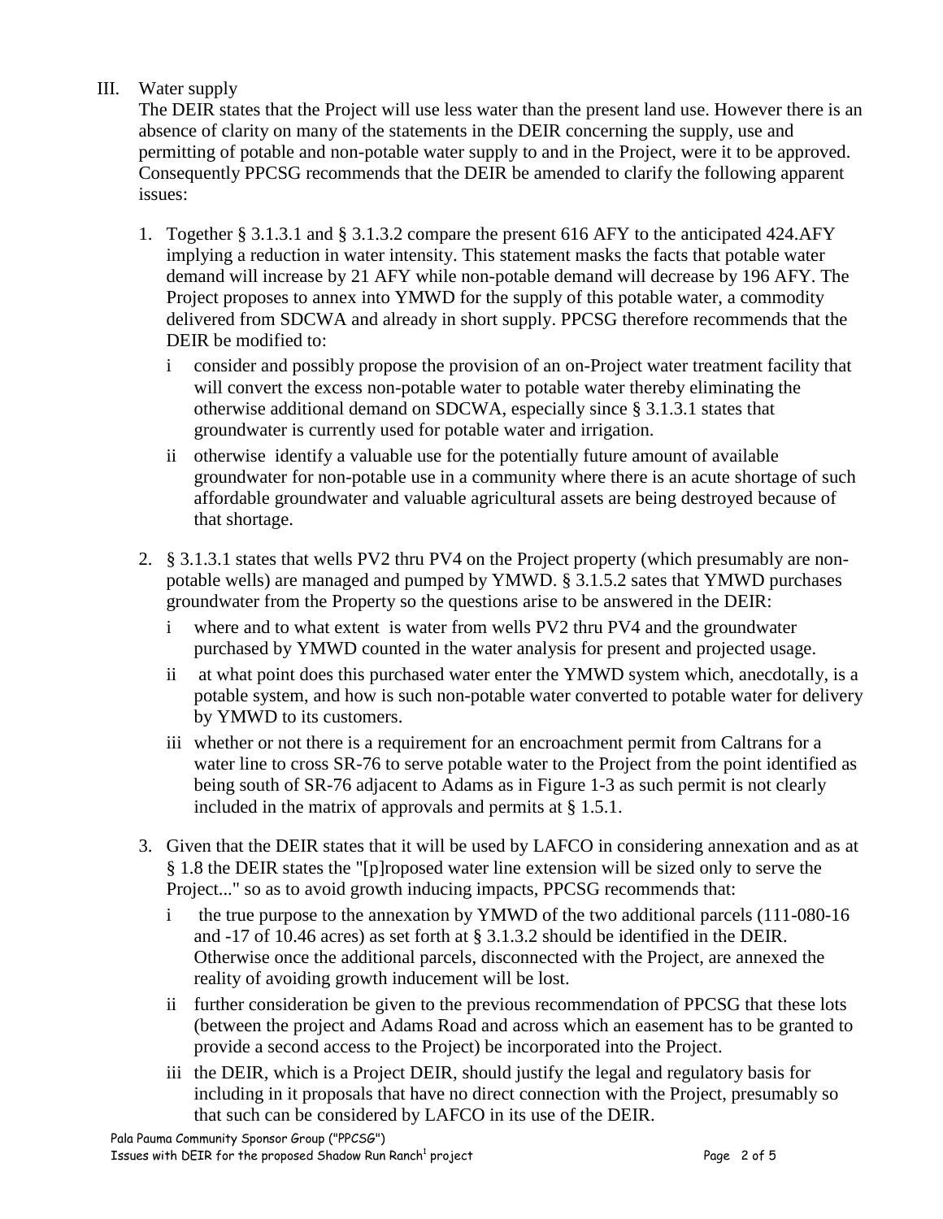III. Water supply

The DEIR states that the Project will use less water than the present land use. However there is an absence of clarity on many of the statements in the DEIR concerning the supply, use and permitting of potable and non-potable water supply to and in the Project, were it to be approved. Consequently PPCSG recommends that the DEIR be amended to clarify the following apparent issues:

1. Together § 3.1.3.1 and § 3.1.3.2 compare the present 616 AFY to the anticipated 424.AFY implying a reduction in water intensity. This statement masks the facts that potable water demand will increase by 21 AFY while non-potable demand will decrease by 196 AFY. The Project proposes to annex into YMWD for the supply of this potable water, a commodity delivered from SDCWA and already in short supply. PPCSG therefore recommends that the DEIR be modified to:
   - i consider and possibly propose the provision of an on-Project water treatment facility that will convert the excess non-potable water to potable water thereby eliminating the otherwise additional demand on SDCWA, especially since § 3.1.3.1 states that groundwater is currently used for potable water and irrigation.
   - ii otherwise identify a valuable use for the potentially future amount of available groundwater for non-potable use in a community where there is an acute shortage of such affordable groundwater and valuable agricultural assets are being destroyed because of that shortage.

2. § 3.1.3.1 states that wells PV2 thru PV4 on the Project property (which presumably are non-potable wells) are managed and pumped by YMWD. § 3.1.5.2 sates that YMWD purchases groundwater from the Property so the questions arise to be answered in the DEIR:
   - i where and to what extent is water from wells PV2 thru PV4 and the groundwater purchased by YMWD counted in the water analysis for present and projected usage.
   - ii at what point does this purchased water enter the YMWD system which, anecdotally, is a potable system, and how is such non-potable water converted to potable water for delivery by YMWD to its customers.
   - iii whether or not there is a requirement for an encroachment permit from Caltrans for a water line to cross SR-76 to serve potable water to the Project from the point identified as being south of SR-76 adjacent to Adams as in Figure 1-3 as such permit is not clearly included in the matrix of approvals and permits at § 1.5.1.

3. Given that the DEIR states that it will be used by LAFCO in considering annexation and as at § 1.8 the DEIR states the "[p]roposed water line extension will be sized only to serve the Project..." so as to avoid growth inducing impacts, PPCSG recommends that:
   - i the true purpose to the annexation by YMWD of the two additional parcels (111-080-16 and -17 of 10.46 acres) as set forth at § 3.1.3.2 should be identified in the DEIR. Otherwise once the additional parcels, disconnected with the Project, are annexed the reality of avoiding growth inducement will be lost.
   - ii further consideration be given to the previous recommendation of PPCSG that these lots (between the project and Adams Road and across which an easement has to be granted to provide a second access to the Project) be incorporated into the Project.
   - iii the DEIR, which is a Project DEIR, should justify the legal and regulatory basis for including in it proposals that have no direct connection with the Project, presumably so that such can be considered by LAFCO in its use of the DEIR.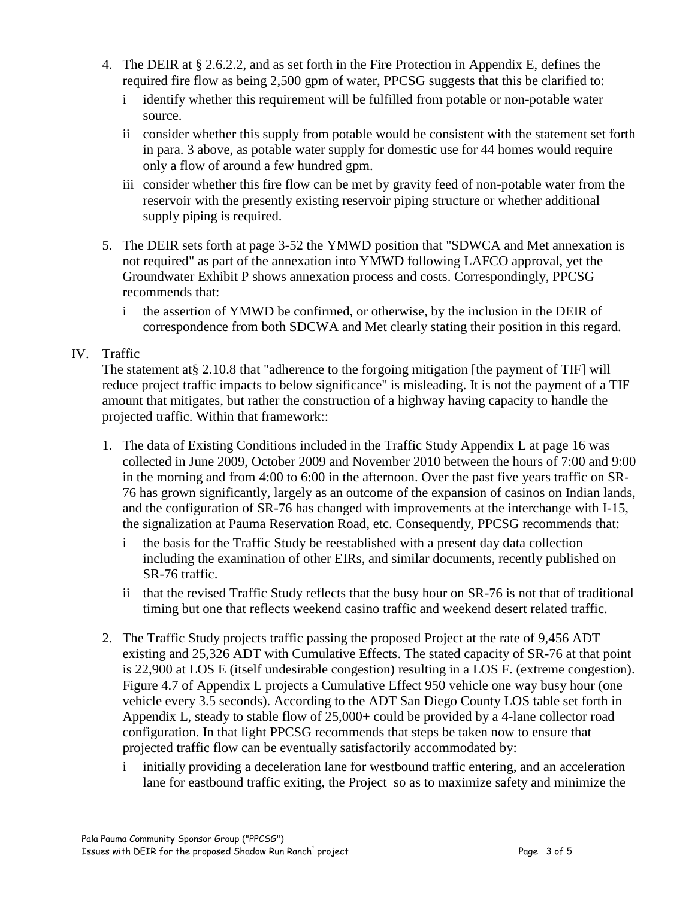4. The DEIR at § 2.6.2.2, and as set forth in the Fire Protection in Appendix E, defines the required fire flow as being 2,500 gpm of water, PPCSG suggests that this be clarified to:

   i identify whether this requirement will be fulfilled from potable or non-potable water source.

   ii consider whether this supply from potable would be consistent with the statement set forth in para. 3 above, as potable water supply for domestic use for 44 homes would require only a flow of around a few hundred gpm.

   iii consider whether this fire flow can be met by gravity feed of non-potable water from the reservoir with the presently existing reservoir piping structure or whether additional supply piping is required.

5. The DEIR sets forth at page 3-52 the YMWD position that "SDWCA and Met annexation is not required" as part of the annexation into YMWD following LAFCO approval, yet the Groundwater Exhibit P shows annexation process and costs. Correspondingly, PPCSG recommends that:

   i the assertion of YMWD be confirmed, or otherwise, by the inclusion in the DEIR of correspondence from both SDCWA and Met clearly stating their position in this regard.

## IV. Traffic

The statement at§ 2.10.8 that "adherence to the forgoing mitigation [the payment of TIF] will reduce project traffic impacts to below significance" is misleading. It is not the payment of a TIF amount that mitigates, but rather the construction of a highway having capacity to handle the projected traffic. Within that framework::

1. The data of Existing Conditions included in the Traffic Study Appendix L at page 16 was collected in June 2009, October 2009 and November 2010 between the hours of 7:00 and 9:00 in the morning and from 4:00 to 6:00 in the afternoon. Over the past five years traffic on SR-76 has grown significantly, largely as an outcome of the expansion of casinos on Indian lands, and the configuration of SR-76 has changed with improvements at the interchange with I-15, the signalization at Pauma Reservation Road, etc. Consequently, PPCSG recommends that:

   i the basis for the Traffic Study be reestablished with a present day data collection including the examination of other EIRs, and similar documents, recently published on SR-76 traffic.

   ii that the revised Traffic Study reflects that the busy hour on SR-76 is not that of traditional timing but one that reflects weekend casino traffic and weekend desert related traffic.

2. The Traffic Study projects traffic passing the proposed Project at the rate of 9,456 ADT existing and 25,326 ADT with Cumulative Effects. The stated capacity of SR-76 at that point is 22,900 at LOS E (itself undesirable congestion) resulting in a LOS F. (extreme congestion). Figure 4.7 of Appendix L projects a Cumulative Effect 950 vehicle one way busy hour (one vehicle every 3.5 seconds). According to the ADT San Diego County LOS table set forth in Appendix L, steady to stable flow of 25,000+ could be provided by a 4-lane collector road configuration. In that light PPCSG recommends that steps be taken now to ensure that projected traffic flow can be eventually satisfactorily accommodated by:

   i initially providing a deceleration lane for westbound traffic entering, and an acceleration lane for eastbound traffic exiting, the Project so as to maximize safety and minimize the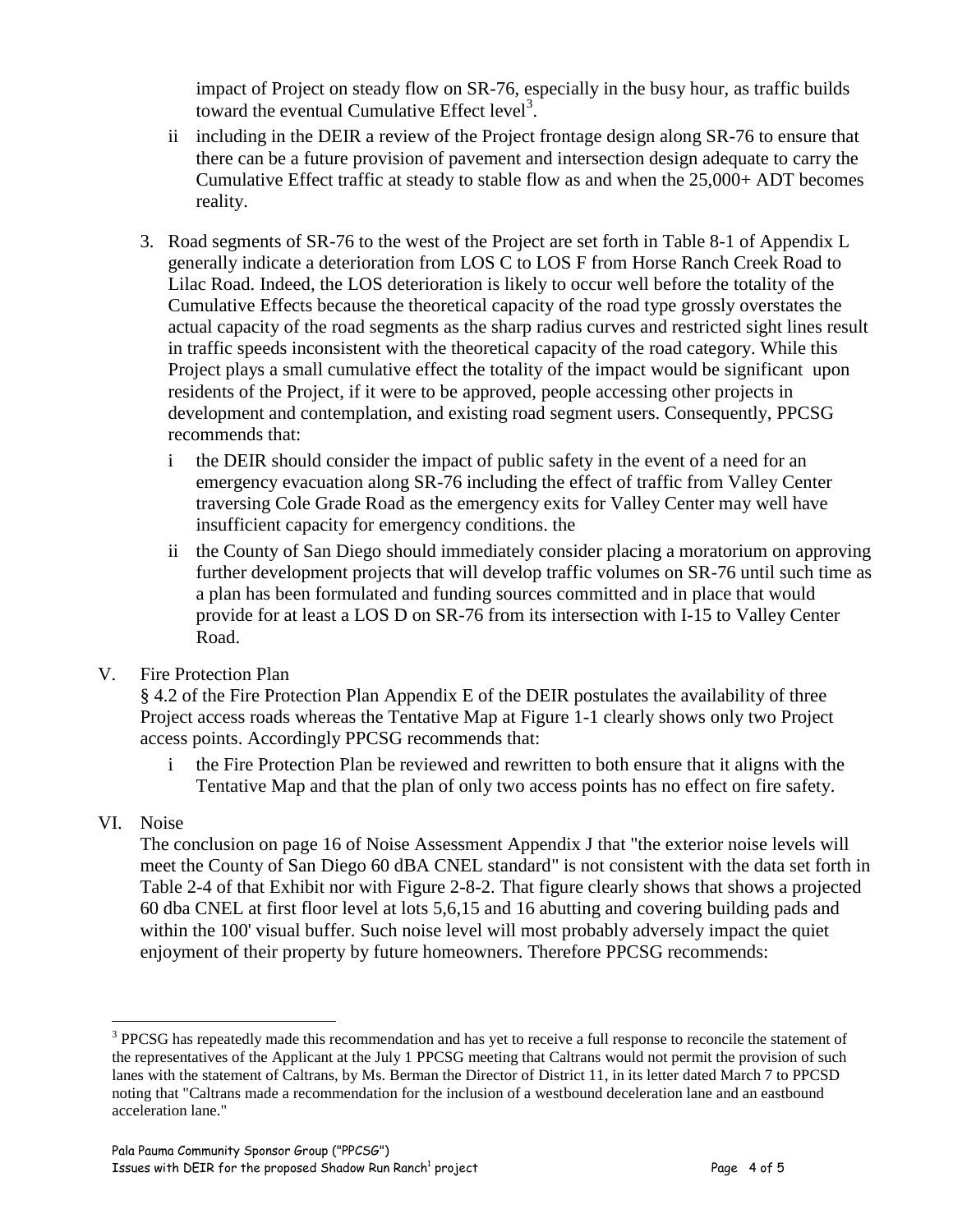impact of Project on steady flow on SR-76, especially in the busy hour, as traffic builds toward the eventual Cumulative Effect level[3].

ii including in the DEIR a review of the Project frontage design along SR-76 to ensure that there can be a future provision of pavement and intersection design adequate to carry the Cumulative Effect traffic at steady to stable flow as and when the 25,000+ ADT becomes reality.

3. Road segments of SR-76 to the west of the Project are set forth in Table 8-1 of Appendix L generally indicate a deterioration from LOS C to LOS F from Horse Ranch Creek Road to Lilac Road. Indeed, the LOS deterioration is likely to occur well before the totality of the Cumulative Effects because the theoretical capacity of the road type grossly overstates the actual capacity of the road segments as the sharp radius curves and restricted sight lines result in traffic speeds inconsistent with the theoretical capacity of the road category. While this Project plays a small cumulative effect the totality of the impact would be significant upon residents of the Project, if it were to be approved, people accessing other projects in development and contemplation, and existing road segment users. Consequently, PPCSG recommends that:

   i the DEIR should consider the impact of public safety in the event of a need for an emergency evacuation along SR-76 including the effect of traffic from Valley Center traversing Cole Grade Road as the emergency exits for Valley Center may well have insufficient capacity for emergency conditions. the

   ii the County of San Diego should immediately consider placing a moratorium on approving further development projects that will develop traffic volumes on SR-76 until such time as a plan has been formulated and funding sources committed and in place that would provide for at least a LOS D on SR-76 from its intersection with I-15 to Valley Center Road.

V. Fire Protection Plan

§ 4.2 of the Fire Protection Plan Appendix E of the DEIR postulates the availability of three Project access roads whereas the Tentative Map at Figure 1-1 clearly shows only two Project access points. Accordingly PPCSG recommends that:

   i the Fire Protection Plan be reviewed and rewritten to both ensure that it aligns with the Tentative Map and that the plan of only two access points has no effect on fire safety.

VI. Noise

The conclusion on page 16 of Noise Assessment Appendix J that "the exterior noise levels will meet the County of San Diego 60 dBA CNEL standard" is not consistent with the data set forth in Table 2-4 of that Exhibit nor with Figure 2-8-2. That figure clearly shows that shows a projected 60 dba CNEL at first floor level at lots 5,6,15 and 16 abutting and covering building pads and within the 100' visual buffer. Such noise level will most probably adversely impact the quiet enjoyment of their property by future homeowners. Therefore PPCSG recommends:

---

[3] PPCSG has repeatedly made this recommendation and has yet to receive a full response to reconcile the statement of the representatives of the Applicant at the July 1 PPCSG meeting that Caltrans would not permit the provision of such lanes with the statement of Caltrans, by Ms. Berman the Director of District 11, in its letter dated March 7 to PPCSD noting that "Caltrans made a recommendation for the inclusion of a westbound deceleration lane and an eastbound acceleration lane."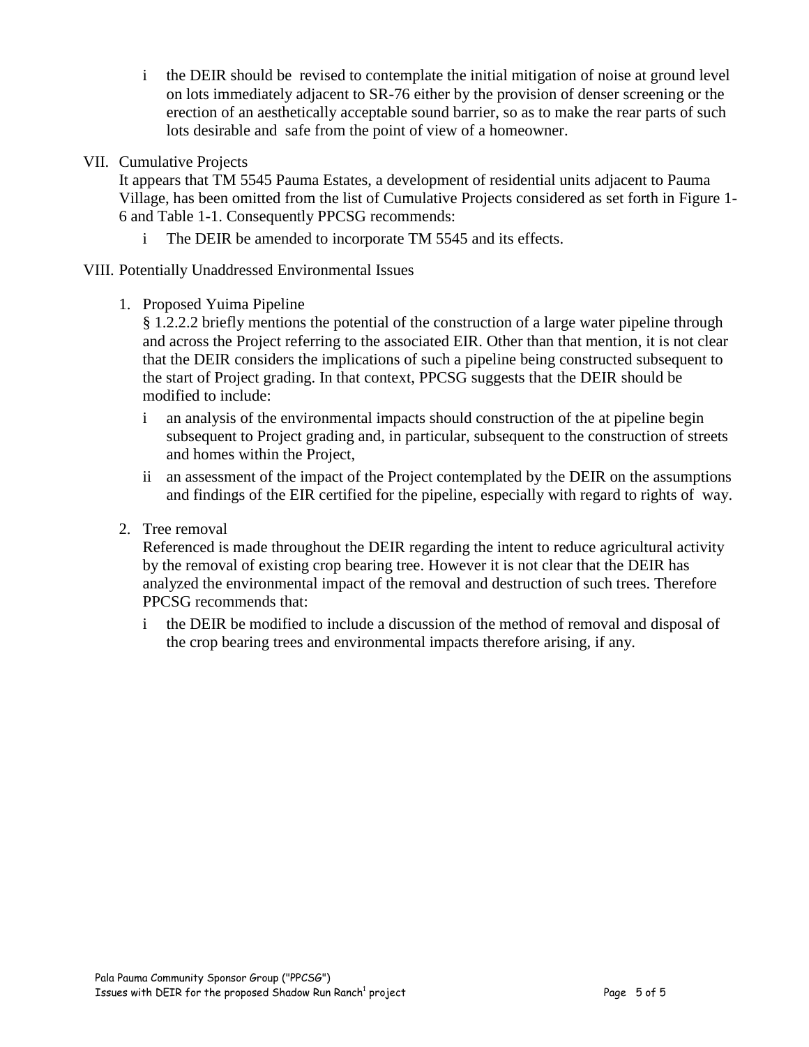i the DEIR should be revised to contemplate the initial mitigation of noise at ground level on lots immediately adjacent to SR-76 either by the provision of denser screening or the erection of an aesthetically acceptable sound barrier, so as to make the rear parts of such lots desirable and safe from the point of view of a homeowner.

VII. Cumulative Projects

It appears that TM 5545 Pauma Estates, a development of residential units adjacent to Pauma Village, has been omitted from the list of Cumulative Projects considered as set forth in Figure 1-6 and Table 1-1. Consequently PPCSG recommends:

i The DEIR be amended to incorporate TM 5545 and its effects.

VIII. Potentially Unaddressed Environmental Issues

1. Proposed Yuima Pipeline

   § 1.2.2.2 briefly mentions the potential of the construction of a large water pipeline through and across the Project referring to the associated EIR. Other than that mention, it is not clear that the DEIR considers the implications of such a pipeline being constructed subsequent to the start of Project grading. In that context, PPCSG suggests that the DEIR should be modified to include:

   i an analysis of the environmental impacts should construction of the at pipeline begin subsequent to Project grading and, in particular, subsequent to the construction of streets and homes within the Project,

   ii an assessment of the impact of the Project contemplated by the DEIR on the assumptions and findings of the EIR certified for the pipeline, especially with regard to rights of way.

2. Tree removal

   Referenced is made throughout the DEIR regarding the intent to reduce agricultural activity by the removal of existing crop bearing tree. However it is not clear that the DEIR has analyzed the environmental impact of the removal and destruction of such trees. Therefore PPCSG recommends that:

   i the DEIR be modified to include a discussion of the method of removal and disposal of the crop bearing trees and environmental impacts therefore arising, if any.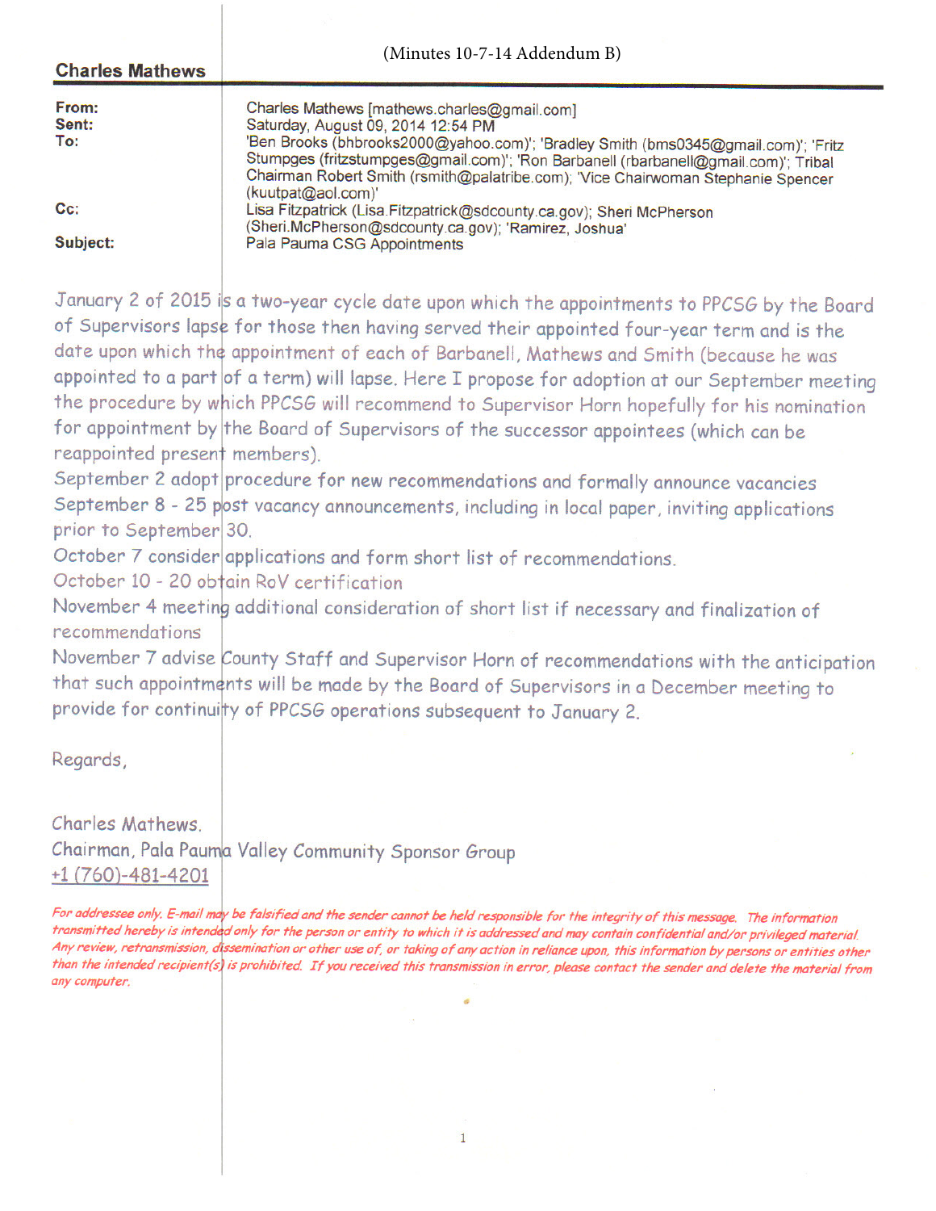(Minutes 10-7-14 Addendum B)

**Charles Mathews**

**From:** Charles Mathews [mathews.charles@gmail.com]
**Sent:** Saturday, August 09, 2014 12:54 PM
**To:** 'Ben Brooks (bhbrooks2000@yahoo.com)'; 'Bradley Smith (bms0345@gmail.com)'; 'Fritz Stumpges (fritzstumpges@gmail.com)'; 'Ron Barbanell (rbarbanell@gmail.com)'; Tribal Chairman Robert Smith (rsmith@palatribe.com); 'Vice Chairwoman Stephanie Spencer (kuutpat@aol.com)'
**Cc:** Lisa Fitzpatrick (Lisa.Fitzpatrick@sdcounty.ca.gov); Sheri McPherson (Sheri.McPherson@sdcounty.ca.gov); 'Ramirez, Joshua'
**Subject:** Pala Pauma CSG Appointments

January 2 of 2015 is a two-year cycle date upon which the appointments to PPCSG by the Board of Supervisors lapse for those then having served their appointed four-year term and is the date upon which the appointment of each of Barbanell, Mathews and Smith (because he was appointed to a part of a term) will lapse. Here I propose for adoption at our September meeting the procedure by which PPCSG will recommend to Supervisor Horn hopefully for his nomination for appointment by the Board of Supervisors of the successor appointees (which can be reappointed present members).

September 2 adopt procedure for new recommendations and formally announce vacancies
September 8 - 25 post vacancy announcements, including in local paper, inviting applications prior to September 30.
October 7 consider applications and form short list of recommendations.
October 10 - 20 obtain RoV certification
November 4 meeting additional consideration of short list if necessary and finalization of recommendations
November 7 advise County Staff and Supervisor Horn of recommendations with the anticipation that such appointments will be made by the Board of Supervisors in a December meeting to provide for continuity of PPCSG operations subsequent to January 2.

Regards,

Charles Mathews.
Chairman, Pala Pauma Valley Community Sponsor Group
+1 (760)-481-4201

*For addressee only. E-mail may be falsified and the sender cannot be held responsible for the integrity of this message. The information transmitted hereby is intended only for the person or entity to which it is addressed and may contain confidential and/or privileged material. Any review, retransmission, dissemination or other use of, or taking of any action in reliance upon, this information by persons or entities other than the intended recipient(s) is prohibited. If you received this transmission in error, please contact the sender and delete the material from any computer.*